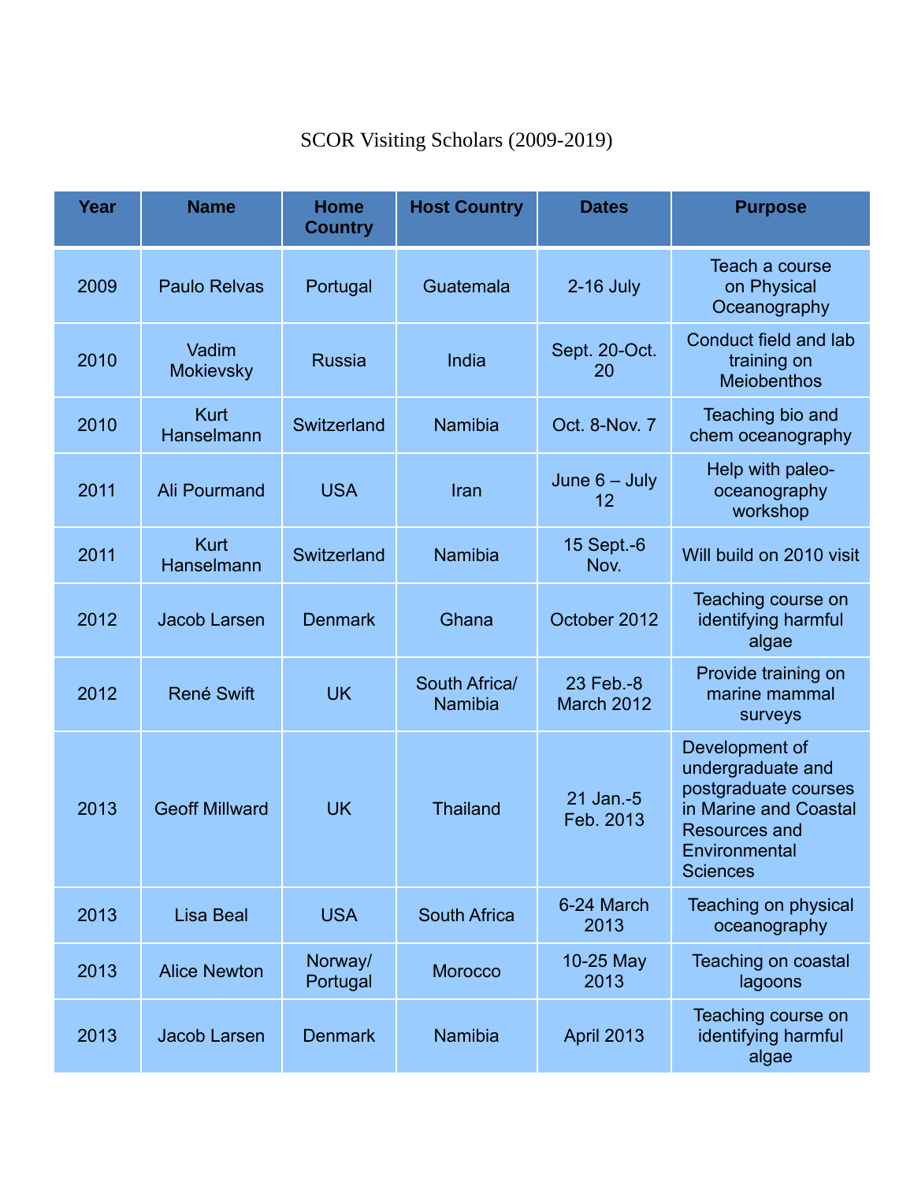# SCOR Visiting Scholars (2009-2019)

| Year | Name | Home Country | Host Country | Dates | Purpose |
|---|---|---|---|---|---|
| 2009 | Paulo Relvas | Portugal | Guatemala | 2-16 July | Teach a course on Physical Oceanography |
| 2010 | Vadim Mokievsky | Russia | India | Sept. 20-Oct. 20 | Conduct field and lab training on Meiobenthos |
| 2010 | Kurt Hanselmann | Switzerland | Namibia | Oct. 8-Nov. 7 | Teaching bio and chem oceanography |
| 2011 | Ali Pourmand | USA | Iran | June 6 – July 12 | Help with paleo-oceanography workshop |
| 2011 | Kurt Hanselmann | Switzerland | Namibia | 15 Sept.-6 Nov. | Will build on 2010 visit |
| 2012 | Jacob Larsen | Denmark | Ghana | October 2012 | Teaching course on identifying harmful algae |
| 2012 | René Swift | UK | South Africa/ Namibia | 23 Feb.-8 March 2012 | Provide training on marine mammal surveys |
| 2013 | Geoff Millward | UK | Thailand | 21 Jan.-5 Feb. 2013 | Development of undergraduate and postgraduate courses in Marine and Coastal Resources and Environmental Sciences |
| 2013 | Lisa Beal | USA | South Africa | 6-24 March 2013 | Teaching on physical oceanography |
| 2013 | Alice Newton | Norway/ Portugal | Morocco | 10-25 May 2013 | Teaching on coastal lagoons |
| 2013 | Jacob Larsen | Denmark | Namibia | April 2013 | Teaching course on identifying harmful algae |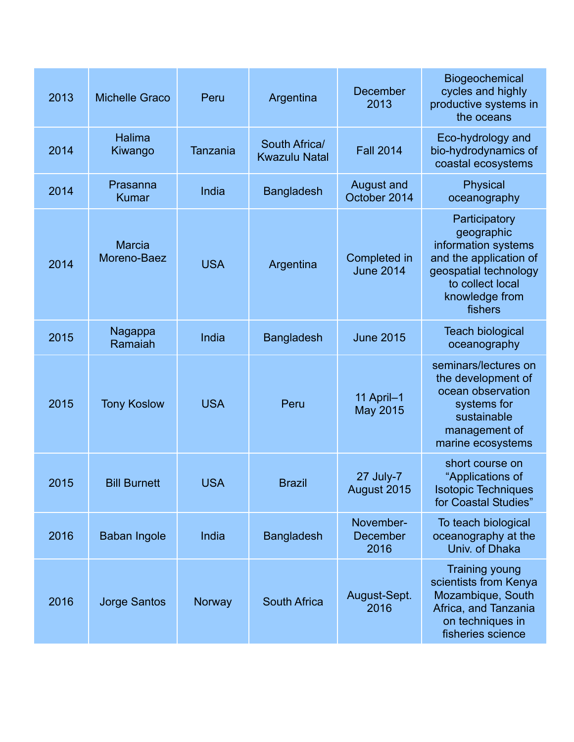| 2013 | Michelle Graco | Peru | Argentina | December 2013 | Biogeochemical cycles and highly productive systems in the oceans |
|---|---|---|---|---|---|
| 2014 | Halima Kiwango | Tanzania | South Africa/ Kwazulu Natal | Fall 2014 | Eco-hydrology and bio-hydrodynamics of coastal ecosystems |
| 2014 | Prasanna Kumar | India | Bangladesh | August and October 2014 | Physical oceanography |
| 2014 | Marcia Moreno-Baez | USA | Argentina | Completed in June 2014 | Participatory geographic information systems and the application of geospatial technology to collect local knowledge from fishers |
| 2015 | Nagappa Ramaiah | India | Bangladesh | June 2015 | Teach biological oceanography |
| 2015 | Tony Koslow | USA | Peru | 11 April–1 May 2015 | seminars/lectures on the development of ocean observation systems for sustainable management of marine ecosystems |
| 2015 | Bill Burnett | USA | Brazil | 27 July-7 August 2015 | short course on “Applications of Isotopic Techniques for Coastal Studies” |
| 2016 | Baban Ingole | India | Bangladesh | November-December 2016 | To teach biological oceanography at the Univ. of Dhaka |
| 2016 | Jorge Santos | Norway | South Africa | August-Sept. 2016 | Training young scientists from Kenya Mozambique, South Africa, and Tanzania on techniques in fisheries science |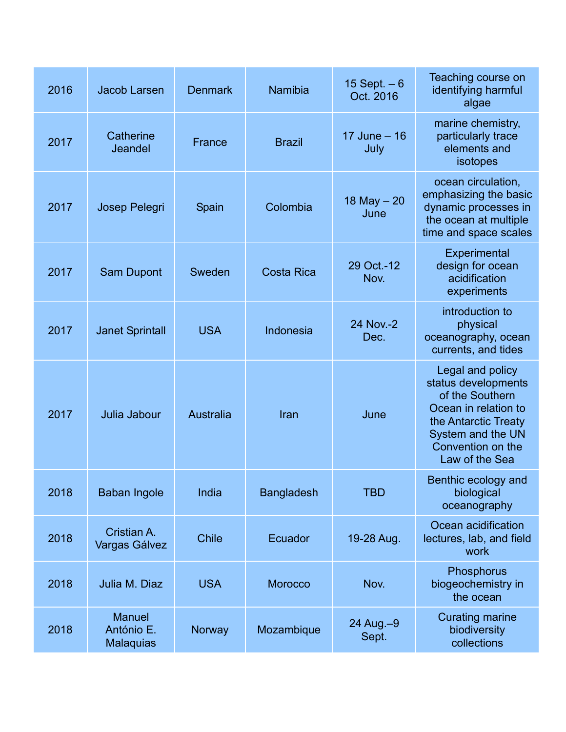| | | | | | |
|---|---|---|---|---|---|
| 2016 | Jacob Larsen | Denmark | Namibia | 15 Sept. – 6 Oct. 2016 | Teaching course on identifying harmful algae |
| 2017 | Catherine Jeandel | France | Brazil | 17 June – 16 July | marine chemistry, particularly trace elements and isotopes |
| 2017 | Josep Pelegri | Spain | Colombia | 18 May – 20 June | ocean circulation, emphasizing the basic dynamic processes in the ocean at multiple time and space scales |
| 2017 | Sam Dupont | Sweden | Costa Rica | 29 Oct.-12 Nov. | Experimental design for ocean acidification experiments |
| 2017 | Janet Sprintall | USA | Indonesia | 24 Nov.-2 Dec. | introduction to physical oceanography, ocean currents, and tides |
| 2017 | Julia Jabour | Australia | Iran | June | Legal and policy status developments of the Southern Ocean in relation to the Antarctic Treaty System and the UN Convention on the Law of the Sea |
| 2018 | Baban Ingole | India | Bangladesh | TBD | Benthic ecology and biological oceanography |
| 2018 | Cristian A. Vargas Gálvez | Chile | Ecuador | 19-28 Aug. | Ocean acidification lectures, lab, and field work |
| 2018 | Julia M. Diaz | USA | Morocco | Nov. | Phosphorus biogeochemistry in the ocean |
| 2018 | Manuel António E. Malaquias | Norway | Mozambique | 24 Aug.–9 Sept. | Curating marine biodiversity collections |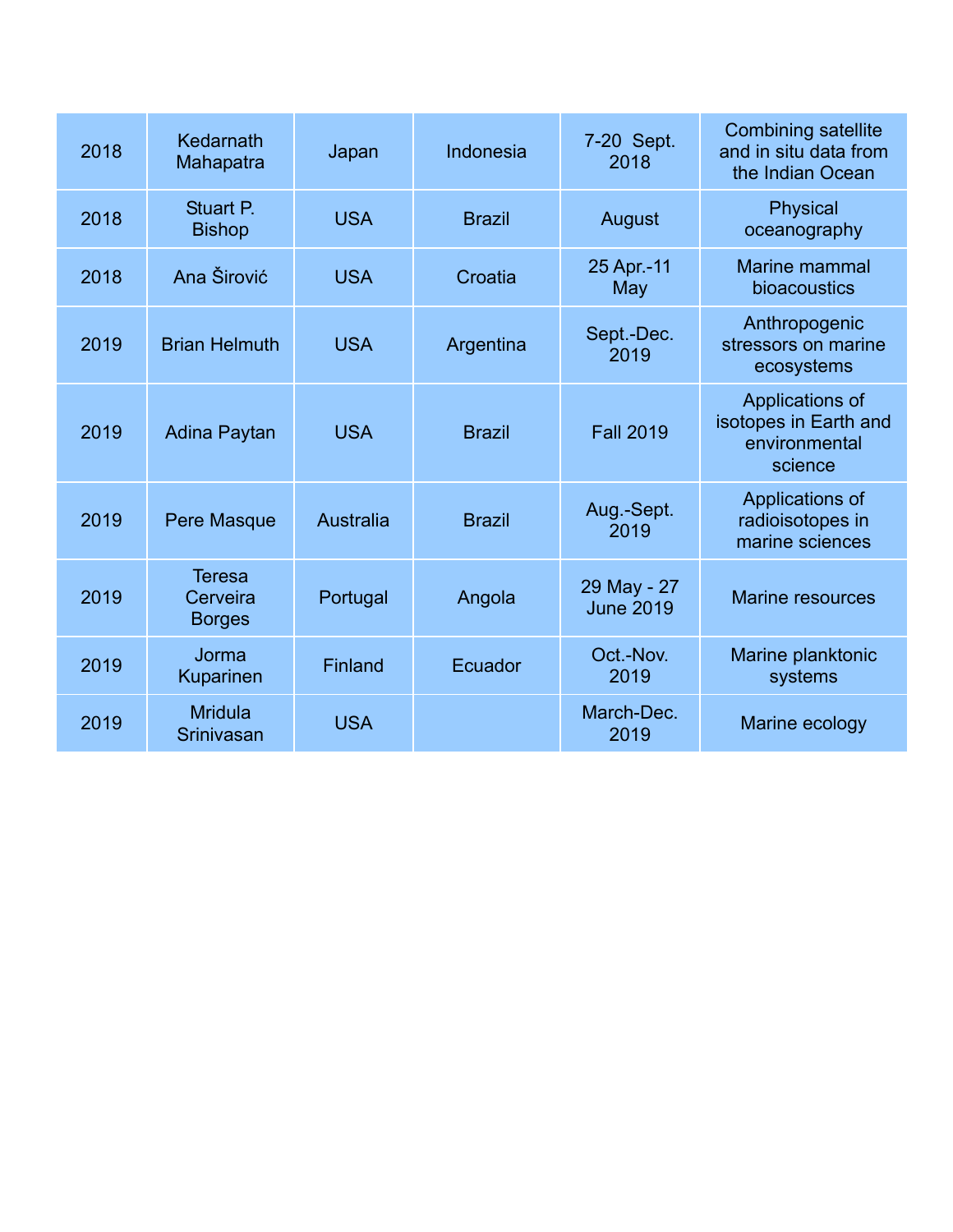| | | | | | |
|---|---|---|---|---|---|
| 2018 | Kedarnath Mahapatra | Japan | Indonesia | 7-20 Sept. 2018 | Combining satellite and in situ data from the Indian Ocean |
| 2018 | Stuart P. Bishop | USA | Brazil | August | Physical oceanography |
| 2018 | Ana Širović | USA | Croatia | 25 Apr.-11 May | Marine mammal bioacoustics |
| 2019 | Brian Helmuth | USA | Argentina | Sept.-Dec. 2019 | Anthropogenic stressors on marine ecosystems |
| 2019 | Adina Paytan | USA | Brazil | Fall 2019 | Applications of isotopes in Earth and environmental science |
| 2019 | Pere Masque | Australia | Brazil | Aug.-Sept. 2019 | Applications of radioisotopes in marine sciences |
| 2019 | Teresa Cerveira Borges | Portugal | Angola | 29 May - 27 June 2019 | Marine resources |
| 2019 | Jorma Kuparinen | Finland | Ecuador | Oct.-Nov. 2019 | Marine planktonic systems |
| 2019 | Mridula Srinivasan | USA | | March-Dec. 2019 | Marine ecology |